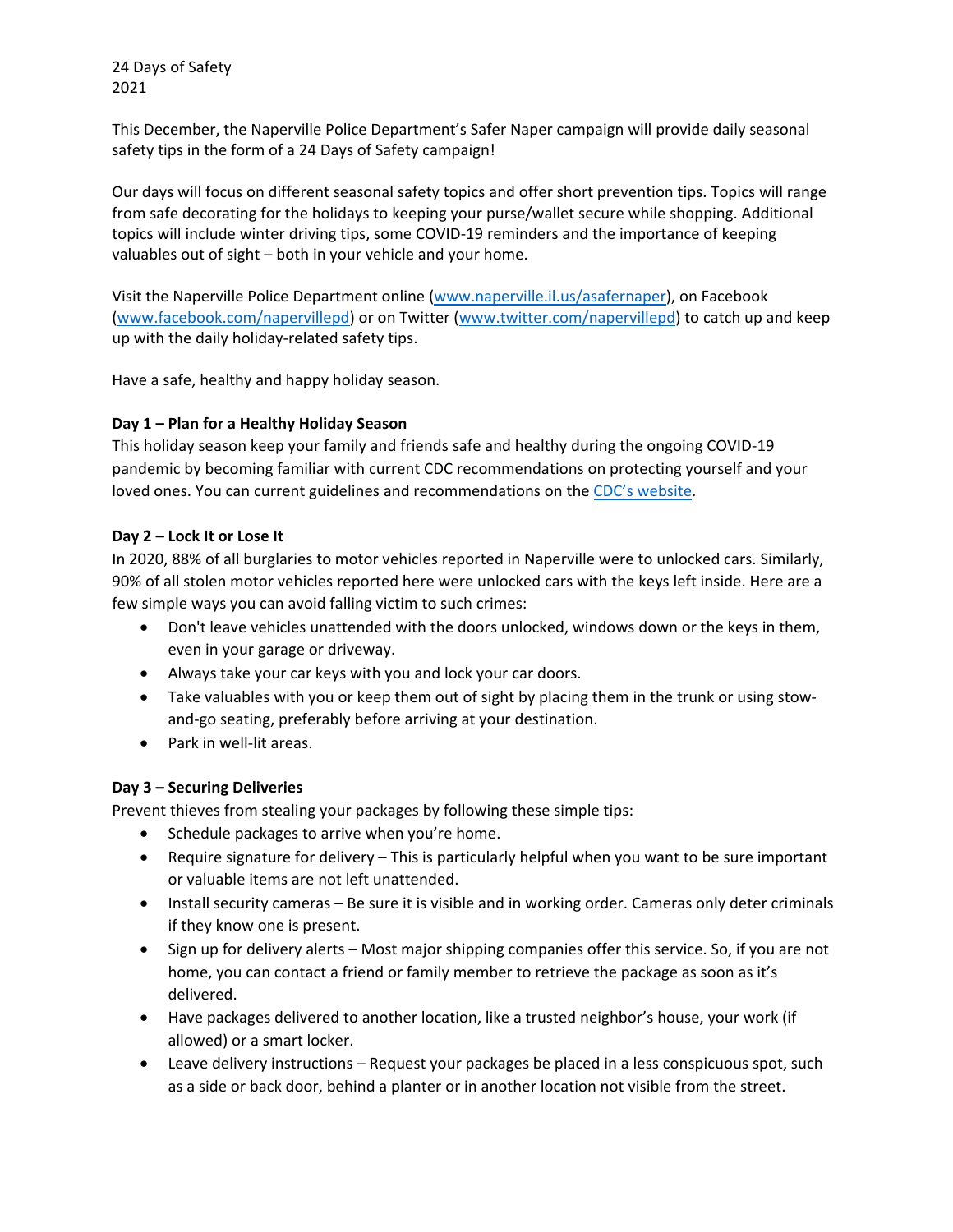24 Days of Safety
2021

This December, the Naperville Police Department's Safer Naper campaign will provide daily seasonal safety tips in the form of a 24 Days of Safety campaign!

Our days will focus on different seasonal safety topics and offer short prevention tips. Topics will range from safe decorating for the holidays to keeping your purse/wallet secure while shopping. Additional topics will include winter driving tips, some COVID-19 reminders and the importance of keeping valuables out of sight – both in your vehicle and your home.

Visit the Naperville Police Department online (www.naperville.il.us/asafernaper), on Facebook (www.facebook.com/napervillepd) or on Twitter (www.twitter.com/napervillepd) to catch up and keep up with the daily holiday-related safety tips.

Have a safe, healthy and happy holiday season.

**Day 1 – Plan for a Healthy Holiday Season**

This holiday season keep your family and friends safe and healthy during the ongoing COVID-19 pandemic by becoming familiar with current CDC recommendations on protecting yourself and your loved ones. You can current guidelines and recommendations on the CDC's website.

**Day 2 – Lock It or Lose It**

In 2020, 88% of all burglaries to motor vehicles reported in Naperville were to unlocked cars. Similarly, 90% of all stolen motor vehicles reported here were unlocked cars with the keys left inside. Here are a few simple ways you can avoid falling victim to such crimes:

- Don't leave vehicles unattended with the doors unlocked, windows down or the keys in them, even in your garage or driveway.
- Always take your car keys with you and lock your car doors.
- Take valuables with you or keep them out of sight by placing them in the trunk or using stow-and-go seating, preferably before arriving at your destination.
- Park in well-lit areas.

**Day 3 – Securing Deliveries**

Prevent thieves from stealing your packages by following these simple tips:

- Schedule packages to arrive when you're home.
- Require signature for delivery – This is particularly helpful when you want to be sure important or valuable items are not left unattended.
- Install security cameras – Be sure it is visible and in working order. Cameras only deter criminals if they know one is present.
- Sign up for delivery alerts – Most major shipping companies offer this service. So, if you are not home, you can contact a friend or family member to retrieve the package as soon as it's delivered.
- Have packages delivered to another location, like a trusted neighbor's house, your work (if allowed) or a smart locker.
- Leave delivery instructions – Request your packages be placed in a less conspicuous spot, such as a side or back door, behind a planter or in another location not visible from the street.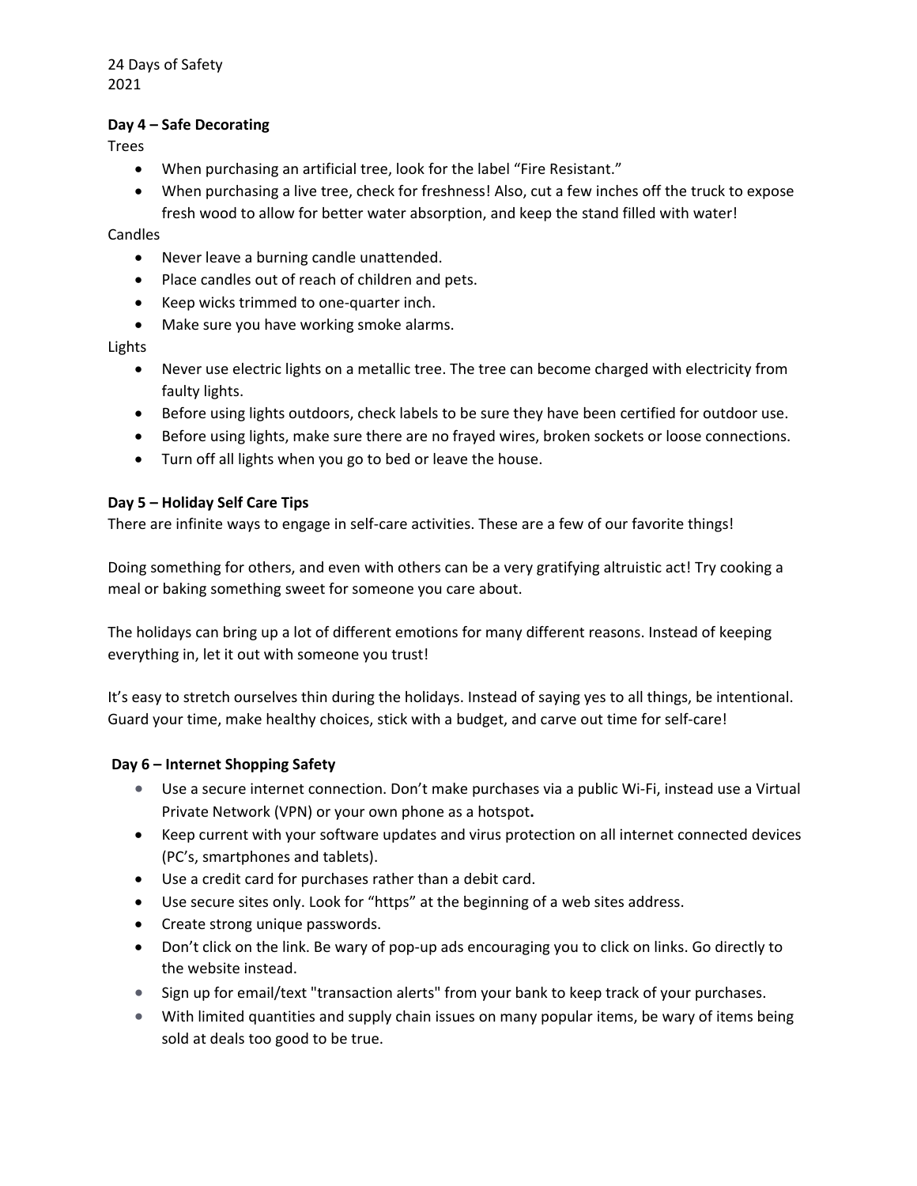24 Days of Safety
2021

**Day 4 – Safe Decorating**

Trees

- When purchasing an artificial tree, look for the label "Fire Resistant."
- When purchasing a live tree, check for freshness! Also, cut a few inches off the truck to expose fresh wood to allow for better water absorption, and keep the stand filled with water!

Candles

- Never leave a burning candle unattended.
- Place candles out of reach of children and pets.
- Keep wicks trimmed to one-quarter inch.
- Make sure you have working smoke alarms.

Lights

- Never use electric lights on a metallic tree. The tree can become charged with electricity from faulty lights.
- Before using lights outdoors, check labels to be sure they have been certified for outdoor use.
- Before using lights, make sure there are no frayed wires, broken sockets or loose connections.
- Turn off all lights when you go to bed or leave the house.

**Day 5 – Holiday Self Care Tips**

There are infinite ways to engage in self-care activities. These are a few of our favorite things!

Doing something for others, and even with others can be a very gratifying altruistic act! Try cooking a meal or baking something sweet for someone you care about.

The holidays can bring up a lot of different emotions for many different reasons. Instead of keeping everything in, let it out with someone you trust!

It's easy to stretch ourselves thin during the holidays. Instead of saying yes to all things, be intentional. Guard your time, make healthy choices, stick with a budget, and carve out time for self-care!

**Day 6 – Internet Shopping Safety**

- Use a secure internet connection. Don't make purchases via a public Wi-Fi, instead use a Virtual Private Network (VPN) or your own phone as a hotspot**.**
- Keep current with your software updates and virus protection on all internet connected devices (PC's, smartphones and tablets).
- Use a credit card for purchases rather than a debit card.
- Use secure sites only. Look for "https" at the beginning of a web sites address.
- Create strong unique passwords.
- Don't click on the link. Be wary of pop-up ads encouraging you to click on links. Go directly to the website instead.
- Sign up for email/text "transaction alerts" from your bank to keep track of your purchases.
- With limited quantities and supply chain issues on many popular items, be wary of items being sold at deals too good to be true.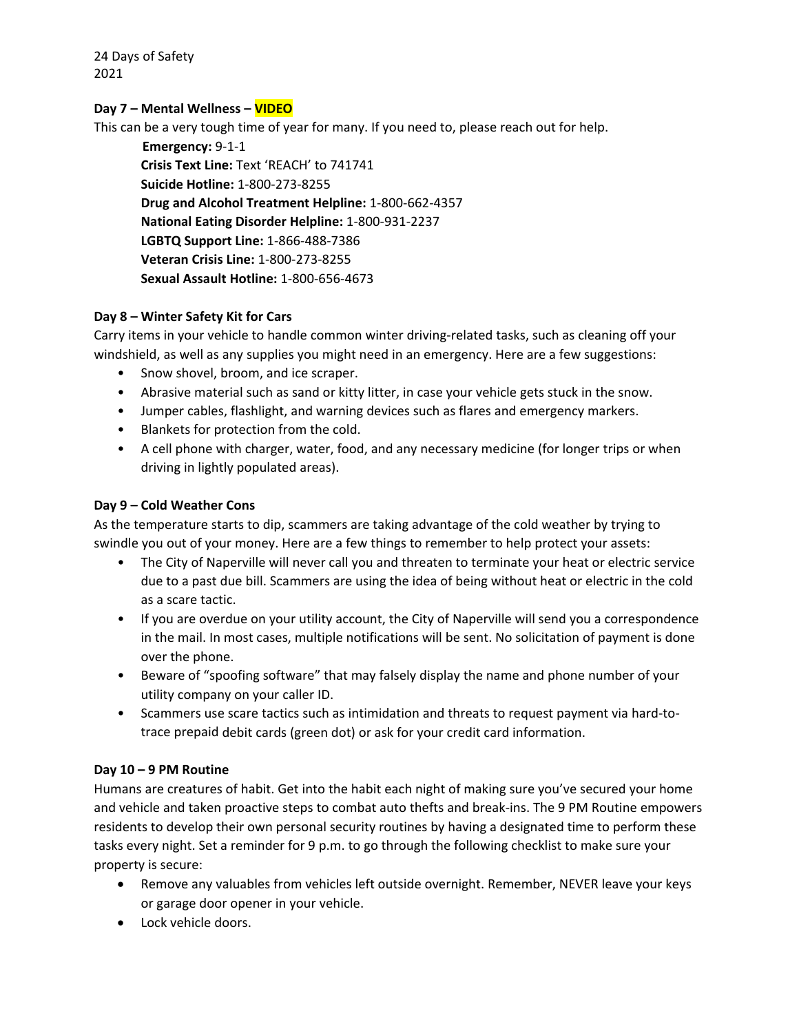## Day 7 – Mental Wellness – VIDEO

This can be a very tough time of year for many. If you need to, please reach out for help.

**Emergency:** 9-1-1
**Crisis Text Line:** Text 'REACH' to 741741
**Suicide Hotline:** 1-800-273-8255
**Drug and Alcohol Treatment Helpline:** 1-800-662-4357
**National Eating Disorder Helpline:** 1-800-931-2237
**LGBTQ Support Line:** 1-866-488-7386
**Veteran Crisis Line:** 1-800-273-8255
**Sexual Assault Hotline:** 1-800-656-4673

## Day 8 – Winter Safety Kit for Cars

Carry items in your vehicle to handle common winter driving-related tasks, such as cleaning off your windshield, as well as any supplies you might need in an emergency. Here are a few suggestions:

- Snow shovel, broom, and ice scraper.
- Abrasive material such as sand or kitty litter, in case your vehicle gets stuck in the snow.
- Jumper cables, flashlight, and warning devices such as flares and emergency markers.
- Blankets for protection from the cold.
- A cell phone with charger, water, food, and any necessary medicine (for longer trips or when driving in lightly populated areas).

## Day 9 – Cold Weather Cons

As the temperature starts to dip, scammers are taking advantage of the cold weather by trying to swindle you out of your money. Here are a few things to remember to help protect your assets:

- The City of Naperville will never call you and threaten to terminate your heat or electric service due to a past due bill. Scammers are using the idea of being without heat or electric in the cold as a scare tactic.
- If you are overdue on your utility account, the City of Naperville will send you a correspondence in the mail. In most cases, multiple notifications will be sent. No solicitation of payment is done over the phone.
- Beware of "spoofing software" that may falsely display the name and phone number of your utility company on your caller ID.
- Scammers use scare tactics such as intimidation and threats to request payment via hard-to-trace prepaid debit cards (green dot) or ask for your credit card information.

## Day 10 – 9 PM Routine

Humans are creatures of habit. Get into the habit each night of making sure you've secured your home and vehicle and taken proactive steps to combat auto thefts and break-ins. The 9 PM Routine empowers residents to develop their own personal security routines by having a designated time to perform these tasks every night. Set a reminder for 9 p.m. to go through the following checklist to make sure your property is secure:

- Remove any valuables from vehicles left outside overnight. Remember, NEVER leave your keys or garage door opener in your vehicle.
- Lock vehicle doors.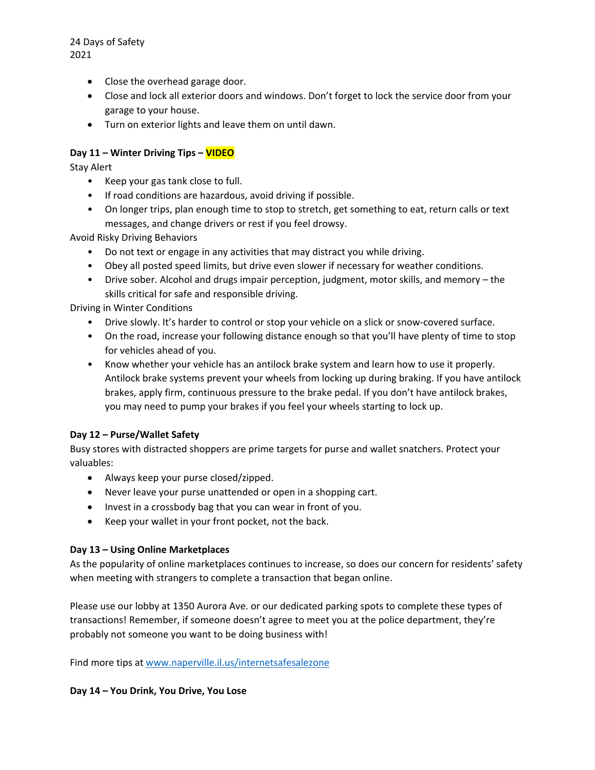- Close the overhead garage door.
- Close and lock all exterior doors and windows. Don't forget to lock the service door from your garage to your house.
- Turn on exterior lights and leave them on until dawn.

**Day 11 – Winter Driving Tips – VIDEO**

Stay Alert

- Keep your gas tank close to full.
- If road conditions are hazardous, avoid driving if possible.
- On longer trips, plan enough time to stop to stretch, get something to eat, return calls or text messages, and change drivers or rest if you feel drowsy.

Avoid Risky Driving Behaviors

- Do not text or engage in any activities that may distract you while driving.
- Obey all posted speed limits, but drive even slower if necessary for weather conditions.
- Drive sober. Alcohol and drugs impair perception, judgment, motor skills, and memory – the skills critical for safe and responsible driving.

Driving in Winter Conditions

- Drive slowly. It's harder to control or stop your vehicle on a slick or snow-covered surface.
- On the road, increase your following distance enough so that you'll have plenty of time to stop for vehicles ahead of you.
- Know whether your vehicle has an antilock brake system and learn how to use it properly. Antilock brake systems prevent your wheels from locking up during braking. If you have antilock brakes, apply firm, continuous pressure to the brake pedal. If you don't have antilock brakes, you may need to pump your brakes if you feel your wheels starting to lock up.

**Day 12 – Purse/Wallet Safety**

Busy stores with distracted shoppers are prime targets for purse and wallet snatchers. Protect your valuables:

- Always keep your purse closed/zipped.
- Never leave your purse unattended or open in a shopping cart.
- Invest in a crossbody bag that you can wear in front of you.
- Keep your wallet in your front pocket, not the back.

**Day 13 – Using Online Marketplaces**

As the popularity of online marketplaces continues to increase, so does our concern for residents' safety when meeting with strangers to complete a transaction that began online.

Please use our lobby at 1350 Aurora Ave. or our dedicated parking spots to complete these types of transactions! Remember, if someone doesn't agree to meet you at the police department, they're probably not someone you want to be doing business with!

Find more tips at www.naperville.il.us/internetsafesalezone

**Day 14 – You Drink, You Drive, You Lose**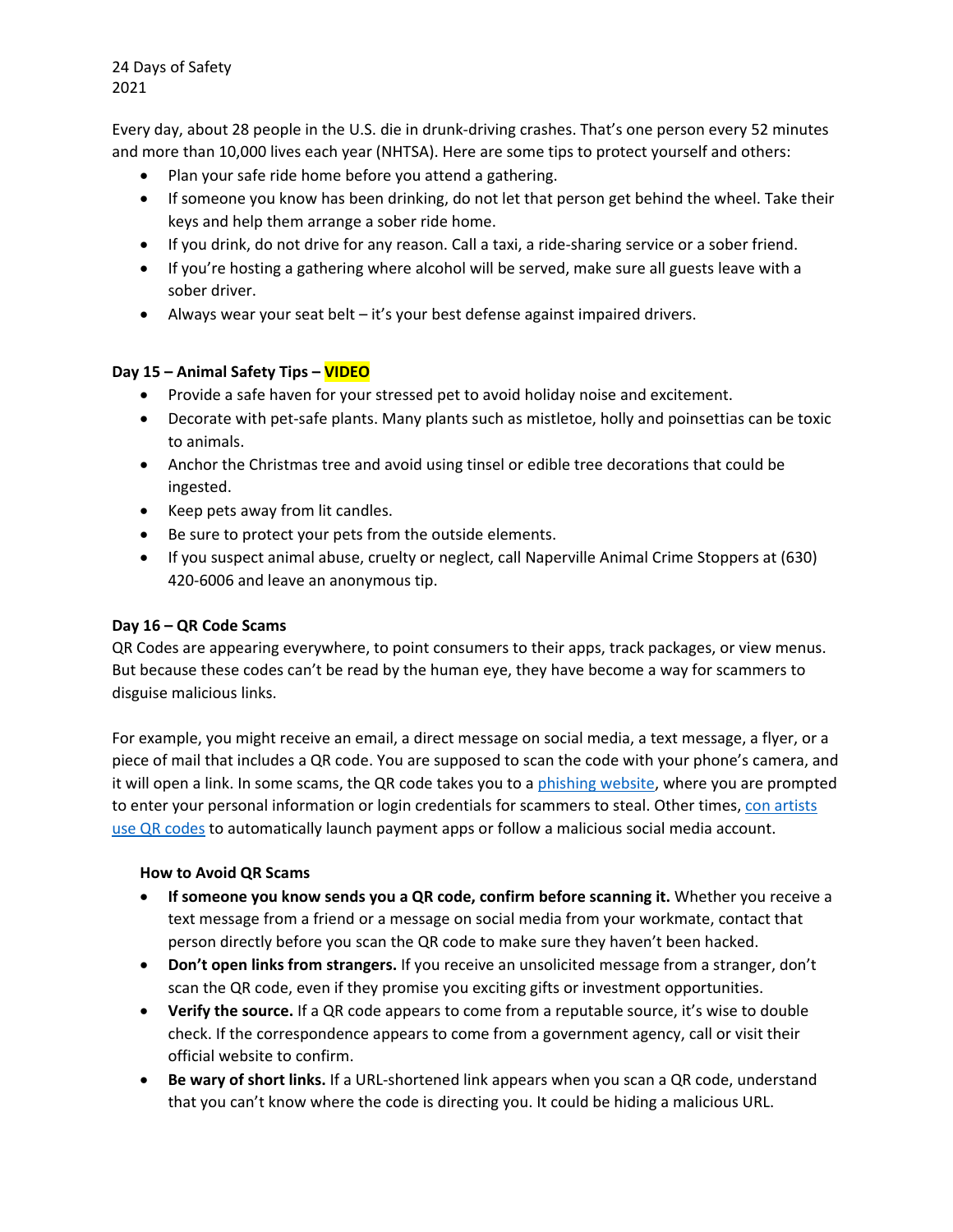24 Days of Safety
2021

Every day, about 28 people in the U.S. die in drunk-driving crashes. That's one person every 52 minutes and more than 10,000 lives each year (NHTSA). Here are some tips to protect yourself and others:

- Plan your safe ride home before you attend a gathering.
- If someone you know has been drinking, do not let that person get behind the wheel. Take their keys and help them arrange a sober ride home.
- If you drink, do not drive for any reason. Call a taxi, a ride-sharing service or a sober friend.
- If you're hosting a gathering where alcohol will be served, make sure all guests leave with a sober driver.
- Always wear your seat belt – it's your best defense against impaired drivers.

**Day 15 – Animal Safety Tips – VIDEO**

- Provide a safe haven for your stressed pet to avoid holiday noise and excitement.
- Decorate with pet-safe plants. Many plants such as mistletoe, holly and poinsettias can be toxic to animals.
- Anchor the Christmas tree and avoid using tinsel or edible tree decorations that could be ingested.
- Keep pets away from lit candles.
- Be sure to protect your pets from the outside elements.
- If you suspect animal abuse, cruelty or neglect, call Naperville Animal Crime Stoppers at (630) 420-6006 and leave an anonymous tip.

**Day 16 – QR Code Scams**

QR Codes are appearing everywhere, to point consumers to their apps, track packages, or view menus. But because these codes can't be read by the human eye, they have become a way for scammers to disguise malicious links.

For example, you might receive an email, a direct message on social media, a text message, a flyer, or a piece of mail that includes a QR code. You are supposed to scan the code with your phone's camera, and it will open a link. In some scams, the QR code takes you to a phishing website, where you are prompted to enter your personal information or login credentials for scammers to steal. Other times, con artists use QR codes to automatically launch payment apps or follow a malicious social media account.

**How to Avoid QR Scams**

- **If someone you know sends you a QR code, confirm before scanning it.** Whether you receive a text message from a friend or a message on social media from your workmate, contact that person directly before you scan the QR code to make sure they haven't been hacked.
- **Don't open links from strangers.** If you receive an unsolicited message from a stranger, don't scan the QR code, even if they promise you exciting gifts or investment opportunities.
- **Verify the source.** If a QR code appears to come from a reputable source, it's wise to double check. If the correspondence appears to come from a government agency, call or visit their official website to confirm.
- **Be wary of short links.** If a URL-shortened link appears when you scan a QR code, understand that you can't know where the code is directing you. It could be hiding a malicious URL.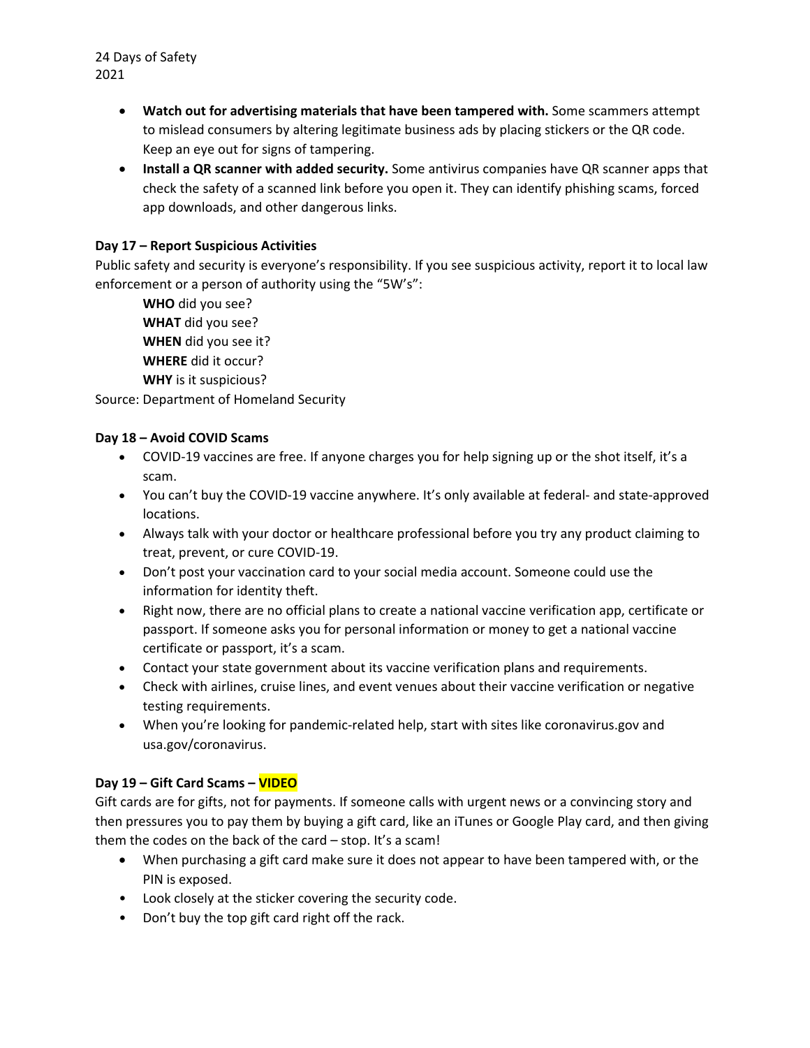- **Watch out for advertising materials that have been tampered with.** Some scammers attempt to mislead consumers by altering legitimate business ads by placing stickers or the QR code. Keep an eye out for signs of tampering.
- **Install a QR scanner with added security.** Some antivirus companies have QR scanner apps that check the safety of a scanned link before you open it. They can identify phishing scams, forced app downloads, and other dangerous links.

**Day 17 – Report Suspicious Activities**

Public safety and security is everyone's responsibility. If you see suspicious activity, report it to local law enforcement or a person of authority using the "5W's":

**WHO** did you see?
**WHAT** did you see?
**WHEN** did you see it?
**WHERE** did it occur?
**WHY** is it suspicious?

Source: Department of Homeland Security

**Day 18 – Avoid COVID Scams**

- COVID-19 vaccines are free. If anyone charges you for help signing up or the shot itself, it's a scam.
- You can't buy the COVID-19 vaccine anywhere. It's only available at federal- and state-approved locations.
- Always talk with your doctor or healthcare professional before you try any product claiming to treat, prevent, or cure COVID-19.
- Don't post your vaccination card to your social media account. Someone could use the information for identity theft.
- Right now, there are no official plans to create a national vaccine verification app, certificate or passport. If someone asks you for personal information or money to get a national vaccine certificate or passport, it's a scam.
- Contact your state government about its vaccine verification plans and requirements.
- Check with airlines, cruise lines, and event venues about their vaccine verification or negative testing requirements.
- When you're looking for pandemic-related help, start with sites like coronavirus.gov and usa.gov/coronavirus.

**Day 19 – Gift Card Scams – VIDEO**

Gift cards are for gifts, not for payments. If someone calls with urgent news or a convincing story and then pressures you to pay them by buying a gift card, like an iTunes or Google Play card, and then giving them the codes on the back of the card – stop. It's a scam!

- When purchasing a gift card make sure it does not appear to have been tampered with, or the PIN is exposed.
- Look closely at the sticker covering the security code.
- Don't buy the top gift card right off the rack.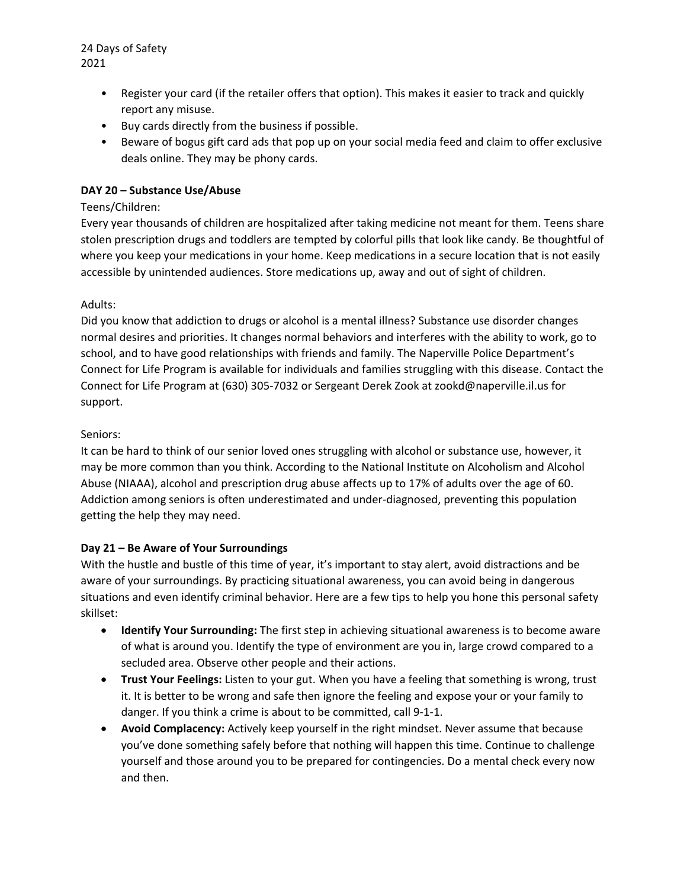- Register your card (if the retailer offers that option). This makes it easier to track and quickly report any misuse.
- Buy cards directly from the business if possible.
- Beware of bogus gift card ads that pop up on your social media feed and claim to offer exclusive deals online. They may be phony cards.

**DAY 20 – Substance Use/Abuse**

Teens/Children:

Every year thousands of children are hospitalized after taking medicine not meant for them. Teens share stolen prescription drugs and toddlers are tempted by colorful pills that look like candy. Be thoughtful of where you keep your medications in your home. Keep medications in a secure location that is not easily accessible by unintended audiences. Store medications up, away and out of sight of children.

Adults:

Did you know that addiction to drugs or alcohol is a mental illness? Substance use disorder changes normal desires and priorities. It changes normal behaviors and interferes with the ability to work, go to school, and to have good relationships with friends and family. The Naperville Police Department's Connect for Life Program is available for individuals and families struggling with this disease. Contact the Connect for Life Program at (630) 305-7032 or Sergeant Derek Zook at zookd@naperville.il.us for support.

Seniors:

It can be hard to think of our senior loved ones struggling with alcohol or substance use, however, it may be more common than you think. According to the National Institute on Alcoholism and Alcohol Abuse (NIAAA), alcohol and prescription drug abuse affects up to 17% of adults over the age of 60. Addiction among seniors is often underestimated and under-diagnosed, preventing this population getting the help they may need.

**Day 21 – Be Aware of Your Surroundings**

With the hustle and bustle of this time of year, it's important to stay alert, avoid distractions and be aware of your surroundings. By practicing situational awareness, you can avoid being in dangerous situations and even identify criminal behavior. Here are a few tips to help you hone this personal safety skillset:

- **Identify Your Surrounding:** The first step in achieving situational awareness is to become aware of what is around you. Identify the type of environment are you in, large crowd compared to a secluded area. Observe other people and their actions.
- **Trust Your Feelings:** Listen to your gut. When you have a feeling that something is wrong, trust it. It is better to be wrong and safe then ignore the feeling and expose your or your family to danger. If you think a crime is about to be committed, call 9-1-1.
- **Avoid Complacency:** Actively keep yourself in the right mindset. Never assume that because you've done something safely before that nothing will happen this time. Continue to challenge yourself and those around you to be prepared for contingencies. Do a mental check every now and then.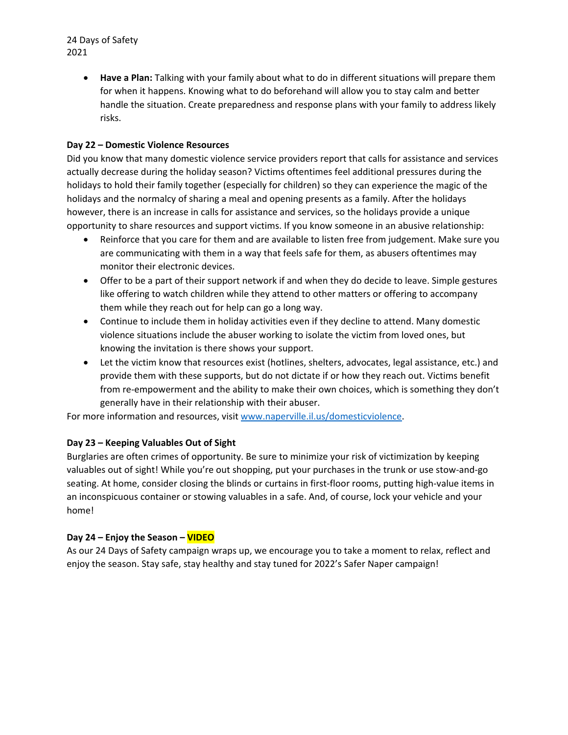- **Have a Plan:** Talking with your family about what to do in different situations will prepare them for when it happens. Knowing what to do beforehand will allow you to stay calm and better handle the situation. Create preparedness and response plans with your family to address likely risks.

**Day 22 – Domestic Violence Resources**

Did you know that many domestic violence service providers report that calls for assistance and services actually decrease during the holiday season? Victims oftentimes feel additional pressures during the holidays to hold their family together (especially for children) so they can experience the magic of the holidays and the normalcy of sharing a meal and opening presents as a family. After the holidays however, there is an increase in calls for assistance and services, so the holidays provide a unique opportunity to share resources and support victims. If you know someone in an abusive relationship:

- Reinforce that you care for them and are available to listen free from judgement. Make sure you are communicating with them in a way that feels safe for them, as abusers oftentimes may monitor their electronic devices.
- Offer to be a part of their support network if and when they do decide to leave. Simple gestures like offering to watch children while they attend to other matters or offering to accompany them while they reach out for help can go a long way.
- Continue to include them in holiday activities even if they decline to attend. Many domestic violence situations include the abuser working to isolate the victim from loved ones, but knowing the invitation is there shows your support.
- Let the victim know that resources exist (hotlines, shelters, advocates, legal assistance, etc.) and provide them with these supports, but do not dictate if or how they reach out. Victims benefit from re-empowerment and the ability to make their own choices, which is something they don't generally have in their relationship with their abuser.

For more information and resources, visit www.naperville.il.us/domesticviolence.

**Day 23 – Keeping Valuables Out of Sight**

Burglaries are often crimes of opportunity. Be sure to minimize your risk of victimization by keeping valuables out of sight! While you're out shopping, put your purchases in the trunk or use stow-and-go seating. At home, consider closing the blinds or curtains in first-floor rooms, putting high-value items in an inconspicuous container or stowing valuables in a safe. And, of course, lock your vehicle and your home!

**Day 24 – Enjoy the Season – VIDEO**

As our 24 Days of Safety campaign wraps up, we encourage you to take a moment to relax, reflect and enjoy the season. Stay safe, stay healthy and stay tuned for 2022's Safer Naper campaign!